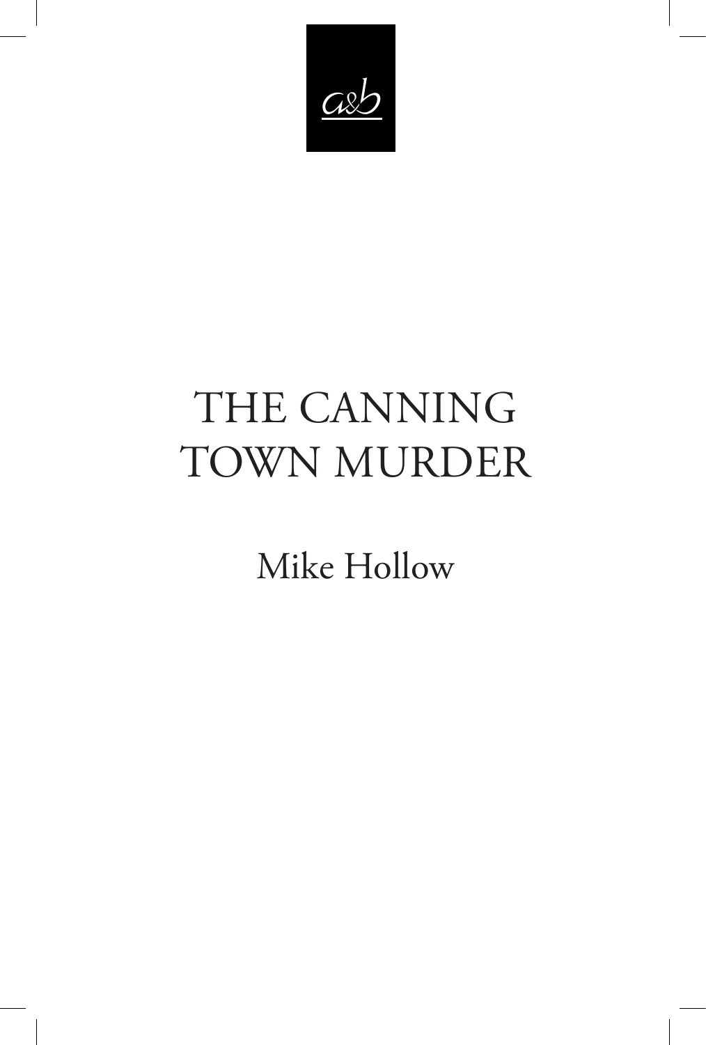a&b

# THE CANNING TOWN MURDER

Mike Hollow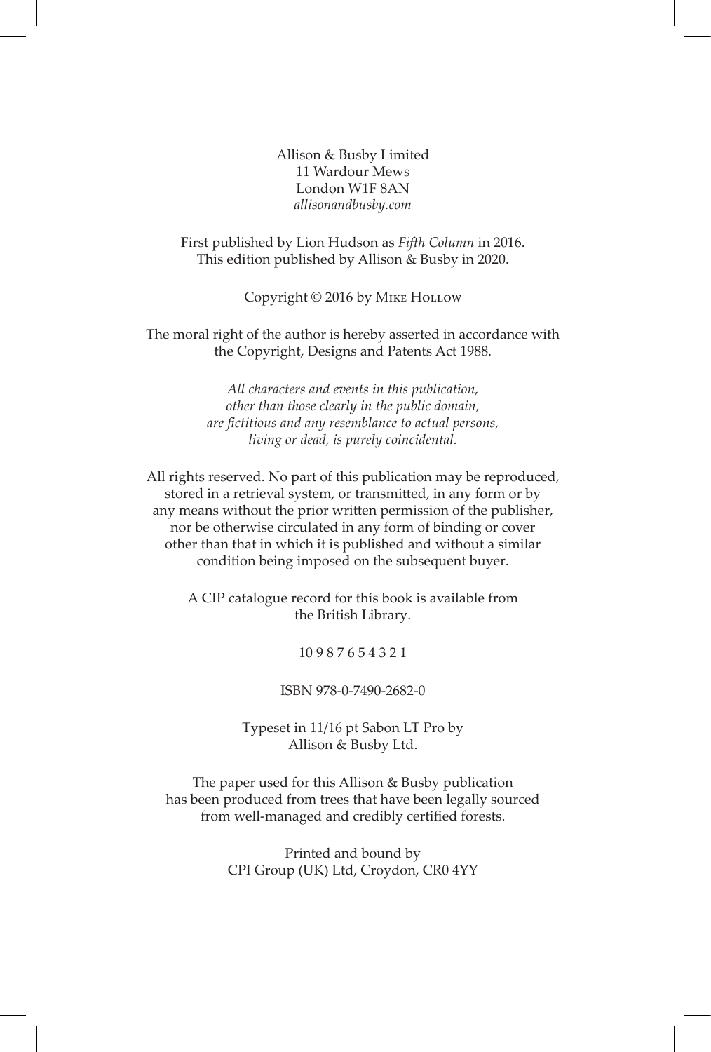Allison & Busby Limited  
11 Wardour Mews  
London W1F 8AN  
*allisonandbusby.com*

First published by Lion Hudson as *Fifth Column* in 2016.  
This edition published by Allison & Busby in 2020.

Copyright © 2016 by Mike Hollow

The moral right of the author is hereby asserted in accordance with the Copyright, Designs and Patents Act 1988.

*All characters and events in this publication, other than those clearly in the public domain, are fictitious and any resemblance to actual persons, living or dead, is purely coincidental.*

All rights reserved. No part of this publication may be reproduced, stored in a retrieval system, or transmitted, in any form or by any means without the prior written permission of the publisher, nor be otherwise circulated in any form of binding or cover other than that in which it is published and without a similar condition being imposed on the subsequent buyer.

A CIP catalogue record for this book is available from the British Library.

10 9 8 7 6 5 4 3 2 1

ISBN 978-0-7490-2682-0

Typeset in 11/16 pt Sabon LT Pro by Allison & Busby Ltd.

The paper used for this Allison & Busby publication has been produced from trees that have been legally sourced from well-managed and credibly certified forests.

Printed and bound by  
CPI Group (UK) Ltd, Croydon, CR0 4YY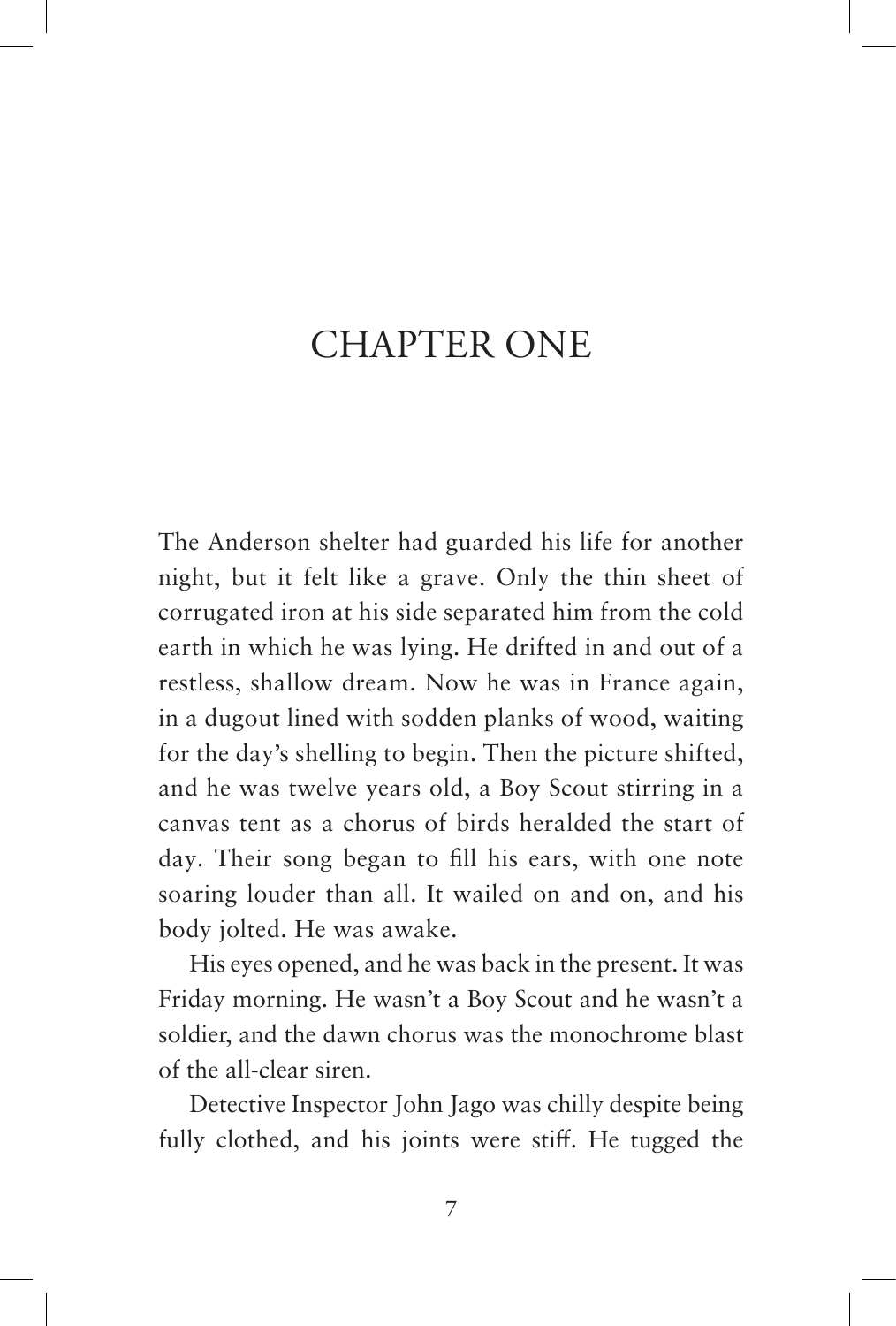# CHAPTER ONE

The Anderson shelter had guarded his life for another night, but it felt like a grave. Only the thin sheet of corrugated iron at his side separated him from the cold earth in which he was lying. He drifted in and out of a restless, shallow dream. Now he was in France again, in a dugout lined with sodden planks of wood, waiting for the day's shelling to begin. Then the picture shifted, and he was twelve years old, a Boy Scout stirring in a canvas tent as a chorus of birds heralded the start of day. Their song began to fill his ears, with one note soaring louder than all. It wailed on and on, and his body jolted. He was awake.

His eyes opened, and he was back in the present. It was Friday morning. He wasn't a Boy Scout and he wasn't a soldier, and the dawn chorus was the monochrome blast of the all-clear siren.

Detective Inspector John Jago was chilly despite being fully clothed, and his joints were stiff. He tugged the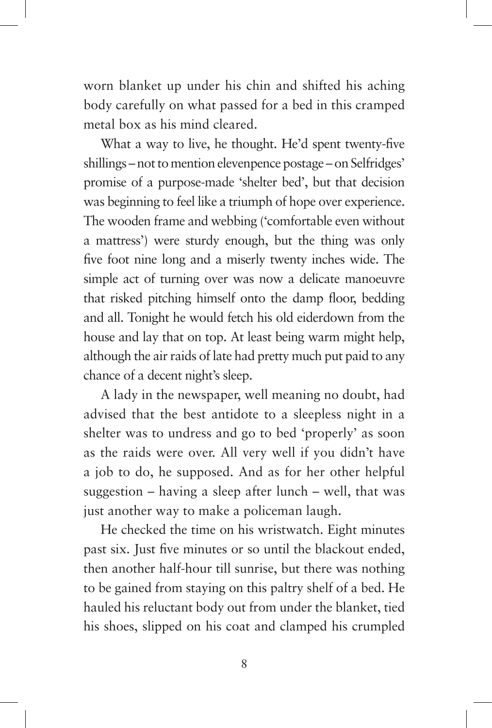worn blanket up under his chin and shifted his aching body carefully on what passed for a bed in this cramped metal box as his mind cleared.

What a way to live, he thought. He'd spent twenty-five shillings – not to mention elevenpence postage – on Selfridges' promise of a purpose-made 'shelter bed', but that decision was beginning to feel like a triumph of hope over experience. The wooden frame and webbing ('comfortable even without a mattress') were sturdy enough, but the thing was only five foot nine long and a miserly twenty inches wide. The simple act of turning over was now a delicate manoeuvre that risked pitching himself onto the damp floor, bedding and all. Tonight he would fetch his old eiderdown from the house and lay that on top. At least being warm might help, although the air raids of late had pretty much put paid to any chance of a decent night's sleep.

A lady in the newspaper, well meaning no doubt, had advised that the best antidote to a sleepless night in a shelter was to undress and go to bed 'properly' as soon as the raids were over. All very well if you didn't have a job to do, he supposed. And as for her other helpful suggestion – having a sleep after lunch – well, that was just another way to make a policeman laugh.

He checked the time on his wristwatch. Eight minutes past six. Just five minutes or so until the blackout ended, then another half-hour till sunrise, but there was nothing to be gained from staying on this paltry shelf of a bed. He hauled his reluctant body out from under the blanket, tied his shoes, slipped on his coat and clamped his crumpled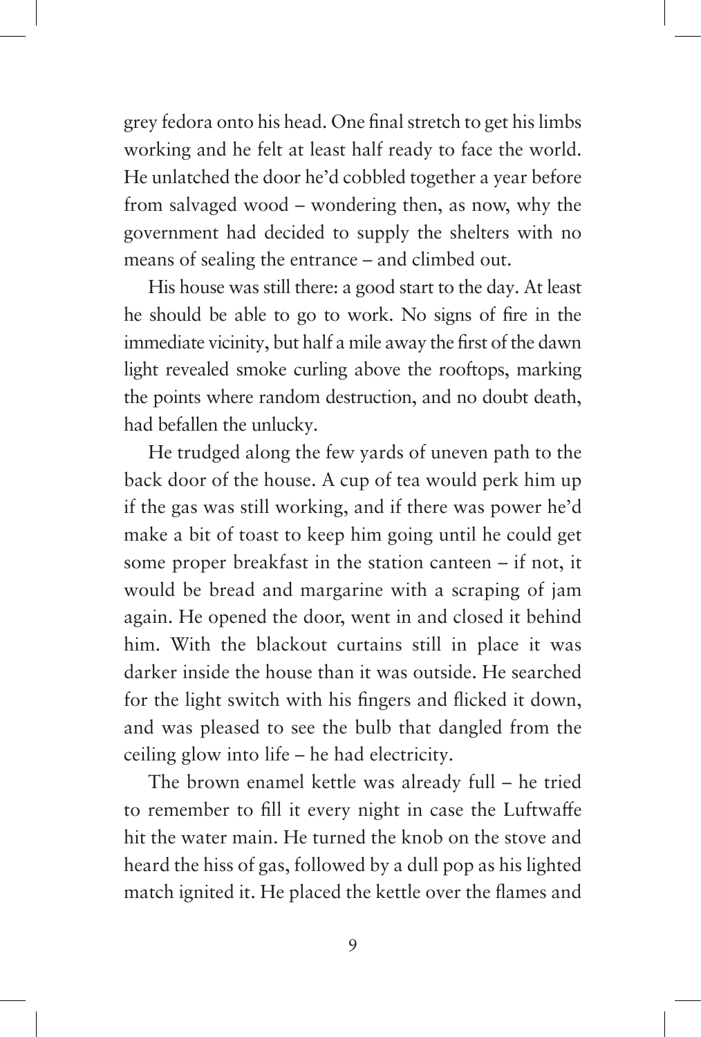grey fedora onto his head. One final stretch to get his limbs working and he felt at least half ready to face the world. He unlatched the door he'd cobbled together a year before from salvaged wood – wondering then, as now, why the government had decided to supply the shelters with no means of sealing the entrance – and climbed out.

His house was still there: a good start to the day. At least he should be able to go to work. No signs of fire in the immediate vicinity, but half a mile away the first of the dawn light revealed smoke curling above the rooftops, marking the points where random destruction, and no doubt death, had befallen the unlucky.

He trudged along the few yards of uneven path to the back door of the house. A cup of tea would perk him up if the gas was still working, and if there was power he'd make a bit of toast to keep him going until he could get some proper breakfast in the station canteen – if not, it would be bread and margarine with a scraping of jam again. He opened the door, went in and closed it behind him. With the blackout curtains still in place it was darker inside the house than it was outside. He searched for the light switch with his fingers and flicked it down, and was pleased to see the bulb that dangled from the ceiling glow into life – he had electricity.

The brown enamel kettle was already full – he tried to remember to fill it every night in case the Luftwaffe hit the water main. He turned the knob on the stove and heard the hiss of gas, followed by a dull pop as his lighted match ignited it. He placed the kettle over the flames and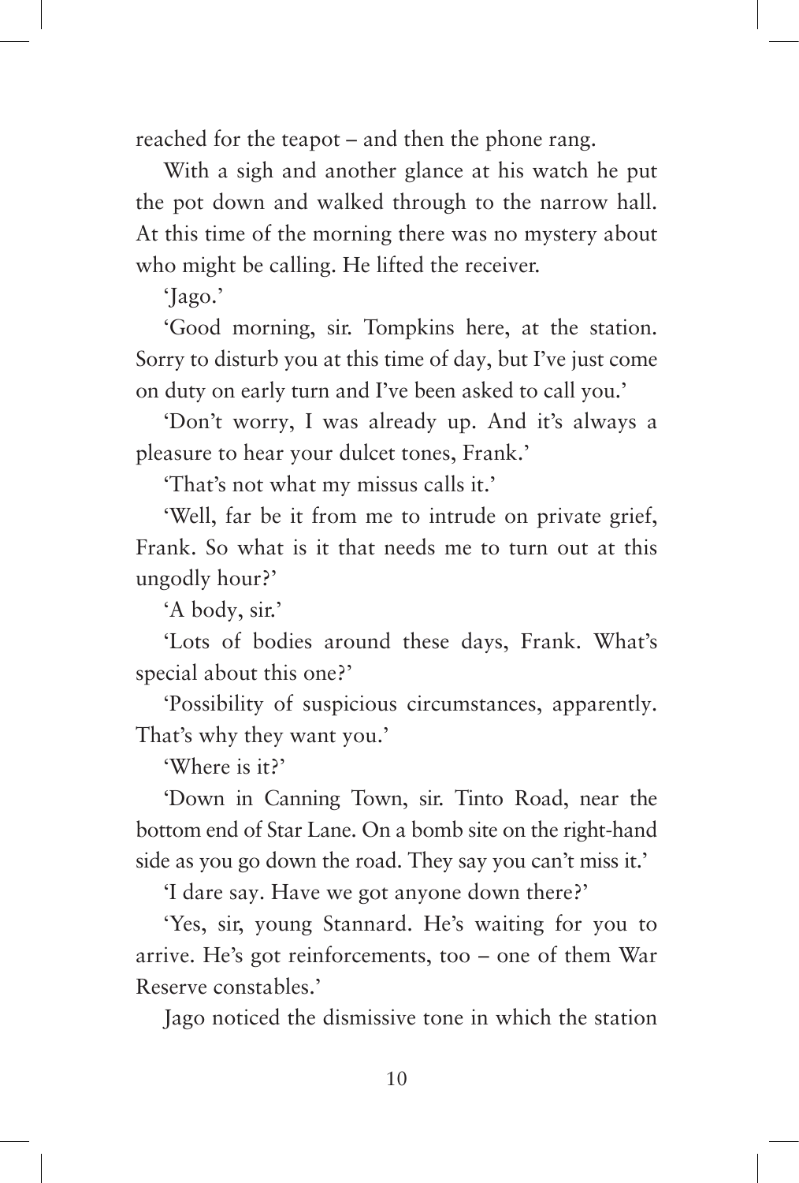reached for the teapot – and then the phone rang.

With a sigh and another glance at his watch he put the pot down and walked through to the narrow hall. At this time of the morning there was no mystery about who might be calling. He lifted the receiver.

'Jago.'

'Good morning, sir. Tompkins here, at the station. Sorry to disturb you at this time of day, but I've just come on duty on early turn and I've been asked to call you.'

'Don't worry, I was already up. And it's always a pleasure to hear your dulcet tones, Frank.'

'That's not what my missus calls it.'

'Well, far be it from me to intrude on private grief, Frank. So what is it that needs me to turn out at this ungodly hour?'

'A body, sir.'

'Lots of bodies around these days, Frank. What's special about this one?'

'Possibility of suspicious circumstances, apparently. That's why they want you.'

'Where is it?'

'Down in Canning Town, sir. Tinto Road, near the bottom end of Star Lane. On a bomb site on the right-hand side as you go down the road. They say you can't miss it.'

'I dare say. Have we got anyone down there?'

'Yes, sir, young Stannard. He's waiting for you to arrive. He's got reinforcements, too – one of them War Reserve constables.'

Jago noticed the dismissive tone in which the station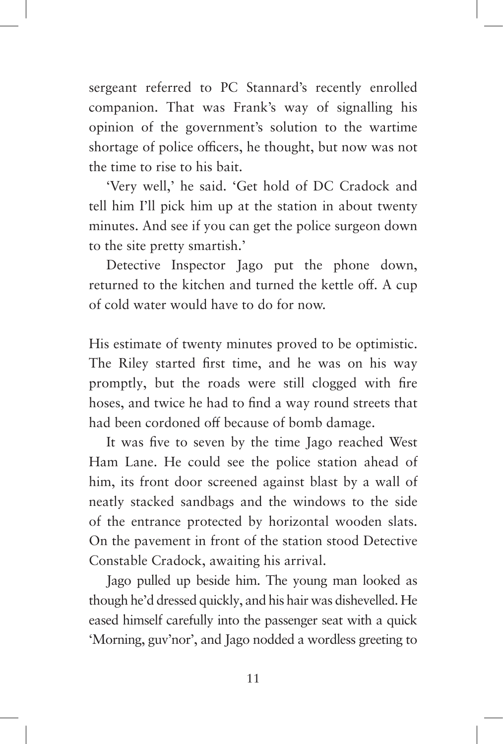sergeant referred to PC Stannard's recently enrolled companion. That was Frank's way of signalling his opinion of the government's solution to the wartime shortage of police officers, he thought, but now was not the time to rise to his bait.

'Very well,' he said. 'Get hold of DC Cradock and tell him I'll pick him up at the station in about twenty minutes. And see if you can get the police surgeon down to the site pretty smartish.'

Detective Inspector Jago put the phone down, returned to the kitchen and turned the kettle off. A cup of cold water would have to do for now.

His estimate of twenty minutes proved to be optimistic. The Riley started first time, and he was on his way promptly, but the roads were still clogged with fire hoses, and twice he had to find a way round streets that had been cordoned off because of bomb damage.

It was five to seven by the time Jago reached West Ham Lane. He could see the police station ahead of him, its front door screened against blast by a wall of neatly stacked sandbags and the windows to the side of the entrance protected by horizontal wooden slats. On the pavement in front of the station stood Detective Constable Cradock, awaiting his arrival.

Jago pulled up beside him. The young man looked as though he'd dressed quickly, and his hair was dishevelled. He eased himself carefully into the passenger seat with a quick 'Morning, guv'nor', and Jago nodded a wordless greeting to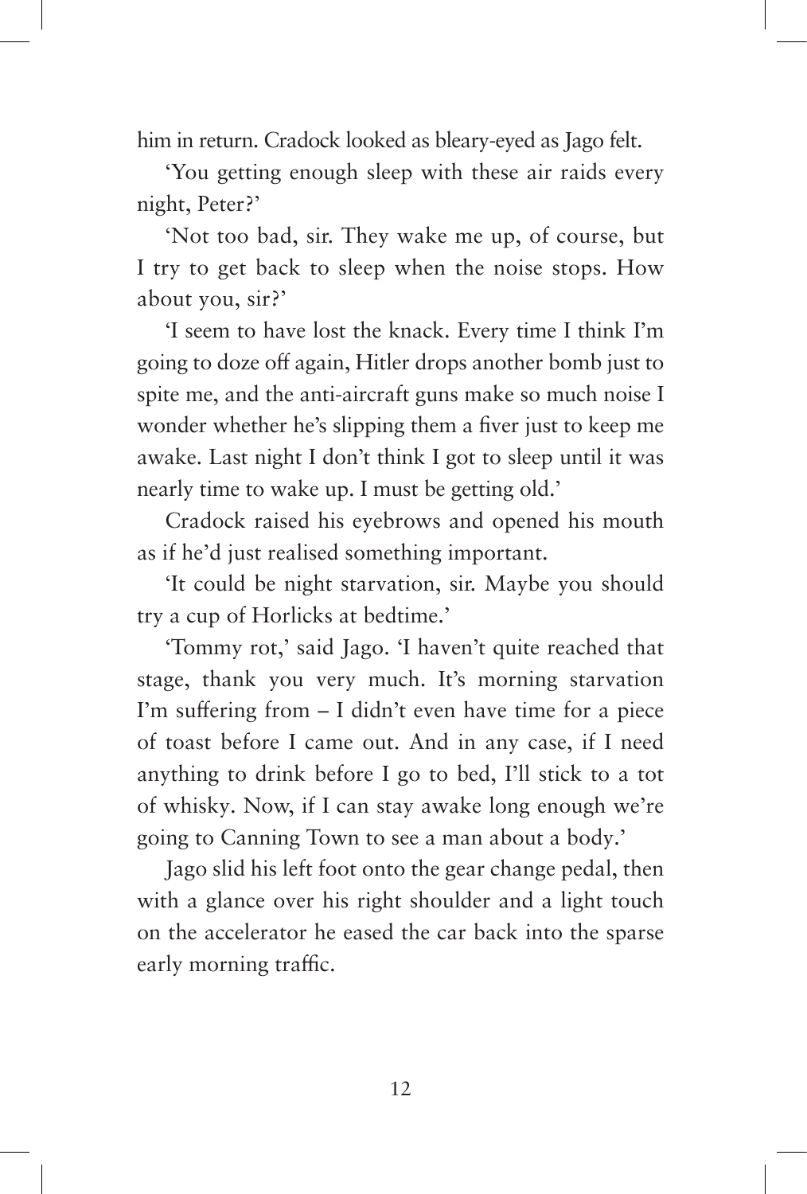him in return. Cradock looked as bleary-eyed as Jago felt.

'You getting enough sleep with these air raids every night, Peter?'

'Not too bad, sir. They wake me up, of course, but I try to get back to sleep when the noise stops. How about you, sir?'

'I seem to have lost the knack. Every time I think I'm going to doze off again, Hitler drops another bomb just to spite me, and the anti-aircraft guns make so much noise I wonder whether he's slipping them a fiver just to keep me awake. Last night I don't think I got to sleep until it was nearly time to wake up. I must be getting old.'

Cradock raised his eyebrows and opened his mouth as if he'd just realised something important.

'It could be night starvation, sir. Maybe you should try a cup of Horlicks at bedtime.'

'Tommy rot,' said Jago. 'I haven't quite reached that stage, thank you very much. It's morning starvation I'm suffering from – I didn't even have time for a piece of toast before I came out. And in any case, if I need anything to drink before I go to bed, I'll stick to a tot of whisky. Now, if I can stay awake long enough we're going to Canning Town to see a man about a body.'

Jago slid his left foot onto the gear change pedal, then with a glance over his right shoulder and a light touch on the accelerator he eased the car back into the sparse early morning traffic.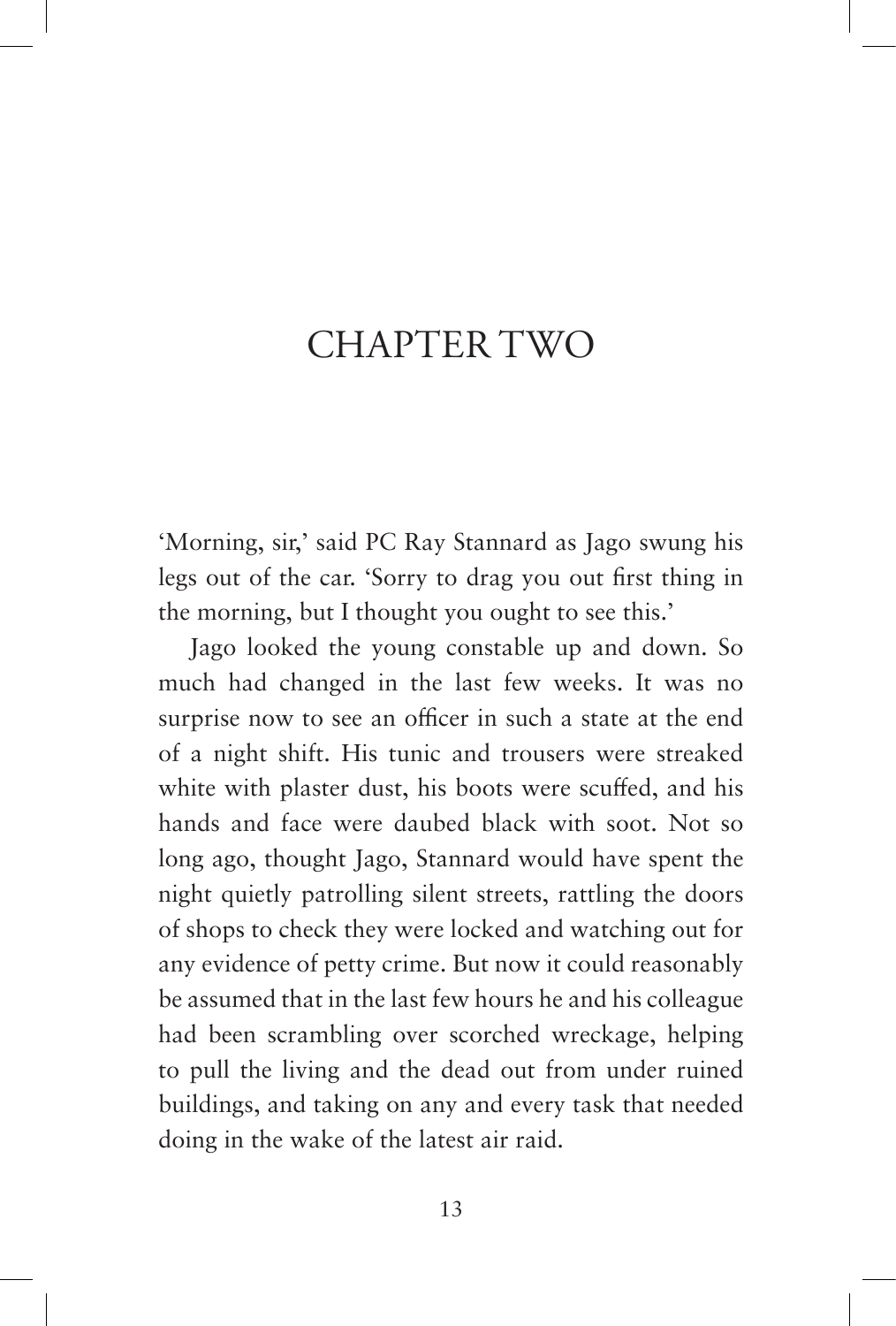# CHAPTER TWO

'Morning, sir,' said PC Ray Stannard as Jago swung his legs out of the car. 'Sorry to drag you out first thing in the morning, but I thought you ought to see this.'

Jago looked the young constable up and down. So much had changed in the last few weeks. It was no surprise now to see an officer in such a state at the end of a night shift. His tunic and trousers were streaked white with plaster dust, his boots were scuffed, and his hands and face were daubed black with soot. Not so long ago, thought Jago, Stannard would have spent the night quietly patrolling silent streets, rattling the doors of shops to check they were locked and watching out for any evidence of petty crime. But now it could reasonably be assumed that in the last few hours he and his colleague had been scrambling over scorched wreckage, helping to pull the living and the dead out from under ruined buildings, and taking on any and every task that needed doing in the wake of the latest air raid.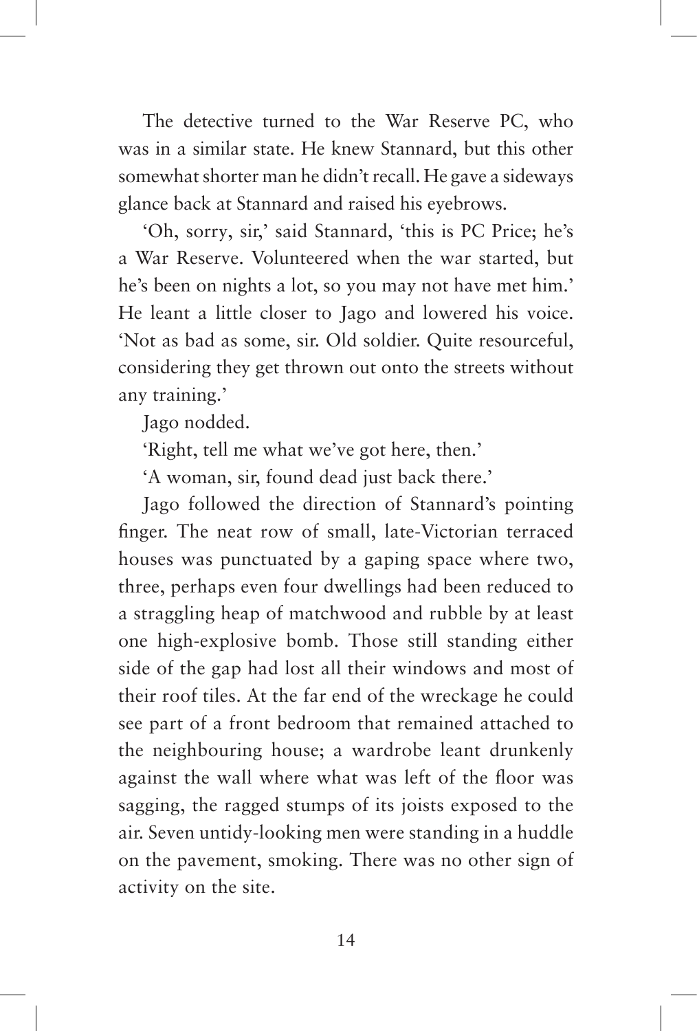The detective turned to the War Reserve PC, who was in a similar state. He knew Stannard, but this other somewhat shorter man he didn't recall. He gave a sideways glance back at Stannard and raised his eyebrows.

'Oh, sorry, sir,' said Stannard, 'this is PC Price; he's a War Reserve. Volunteered when the war started, but he's been on nights a lot, so you may not have met him.' He leant a little closer to Jago and lowered his voice. 'Not as bad as some, sir. Old soldier. Quite resourceful, considering they get thrown out onto the streets without any training.'

Jago nodded.

'Right, tell me what we've got here, then.'

'A woman, sir, found dead just back there.'

Jago followed the direction of Stannard's pointing finger. The neat row of small, late-Victorian terraced houses was punctuated by a gaping space where two, three, perhaps even four dwellings had been reduced to a straggling heap of matchwood and rubble by at least one high-explosive bomb. Those still standing either side of the gap had lost all their windows and most of their roof tiles. At the far end of the wreckage he could see part of a front bedroom that remained attached to the neighbouring house; a wardrobe leant drunkenly against the wall where what was left of the floor was sagging, the ragged stumps of its joists exposed to the air. Seven untidy-looking men were standing in a huddle on the pavement, smoking. There was no other sign of activity on the site.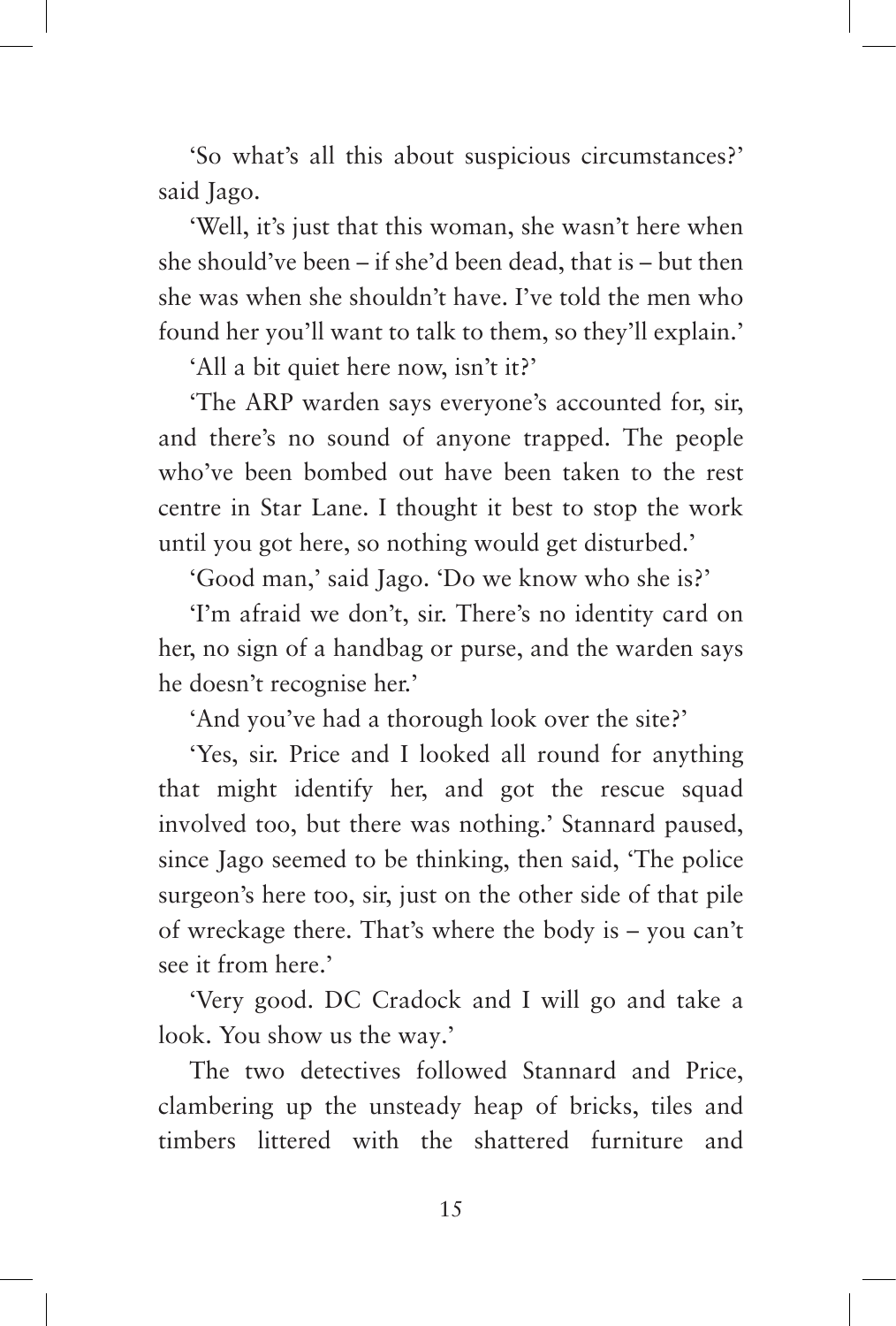'So what's all this about suspicious circumstances?' said Jago.

'Well, it's just that this woman, she wasn't here when she should've been – if she'd been dead, that is – but then she was when she shouldn't have. I've told the men who found her you'll want to talk to them, so they'll explain.'

'All a bit quiet here now, isn't it?'

'The ARP warden says everyone's accounted for, sir, and there's no sound of anyone trapped. The people who've been bombed out have been taken to the rest centre in Star Lane. I thought it best to stop the work until you got here, so nothing would get disturbed.'

'Good man,' said Jago. 'Do we know who she is?'

'I'm afraid we don't, sir. There's no identity card on her, no sign of a handbag or purse, and the warden says he doesn't recognise her.'

'And you've had a thorough look over the site?'

'Yes, sir. Price and I looked all round for anything that might identify her, and got the rescue squad involved too, but there was nothing.' Stannard paused, since Jago seemed to be thinking, then said, 'The police surgeon's here too, sir, just on the other side of that pile of wreckage there. That's where the body is – you can't see it from here.'

'Very good. DC Cradock and I will go and take a look. You show us the way.'

The two detectives followed Stannard and Price, clambering up the unsteady heap of bricks, tiles and timbers littered with the shattered furniture and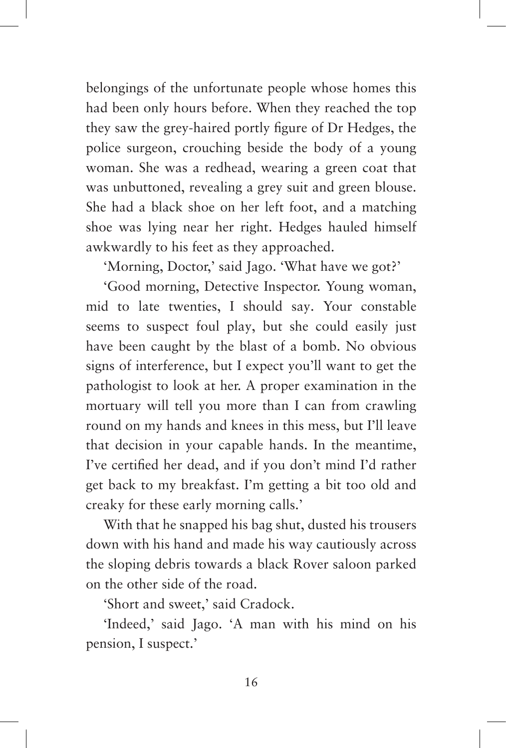belongings of the unfortunate people whose homes this had been only hours before. When they reached the top they saw the grey-haired portly figure of Dr Hedges, the police surgeon, crouching beside the body of a young woman. She was a redhead, wearing a green coat that was unbuttoned, revealing a grey suit and green blouse. She had a black shoe on her left foot, and a matching shoe was lying near her right. Hedges hauled himself awkwardly to his feet as they approached.

'Morning, Doctor,' said Jago. 'What have we got?'

'Good morning, Detective Inspector. Young woman, mid to late twenties, I should say. Your constable seems to suspect foul play, but she could easily just have been caught by the blast of a bomb. No obvious signs of interference, but I expect you'll want to get the pathologist to look at her. A proper examination in the mortuary will tell you more than I can from crawling round on my hands and knees in this mess, but I'll leave that decision in your capable hands. In the meantime, I've certified her dead, and if you don't mind I'd rather get back to my breakfast. I'm getting a bit too old and creaky for these early morning calls.'

With that he snapped his bag shut, dusted his trousers down with his hand and made his way cautiously across the sloping debris towards a black Rover saloon parked on the other side of the road.

'Short and sweet,' said Cradock.

'Indeed,' said Jago. 'A man with his mind on his pension, I suspect.'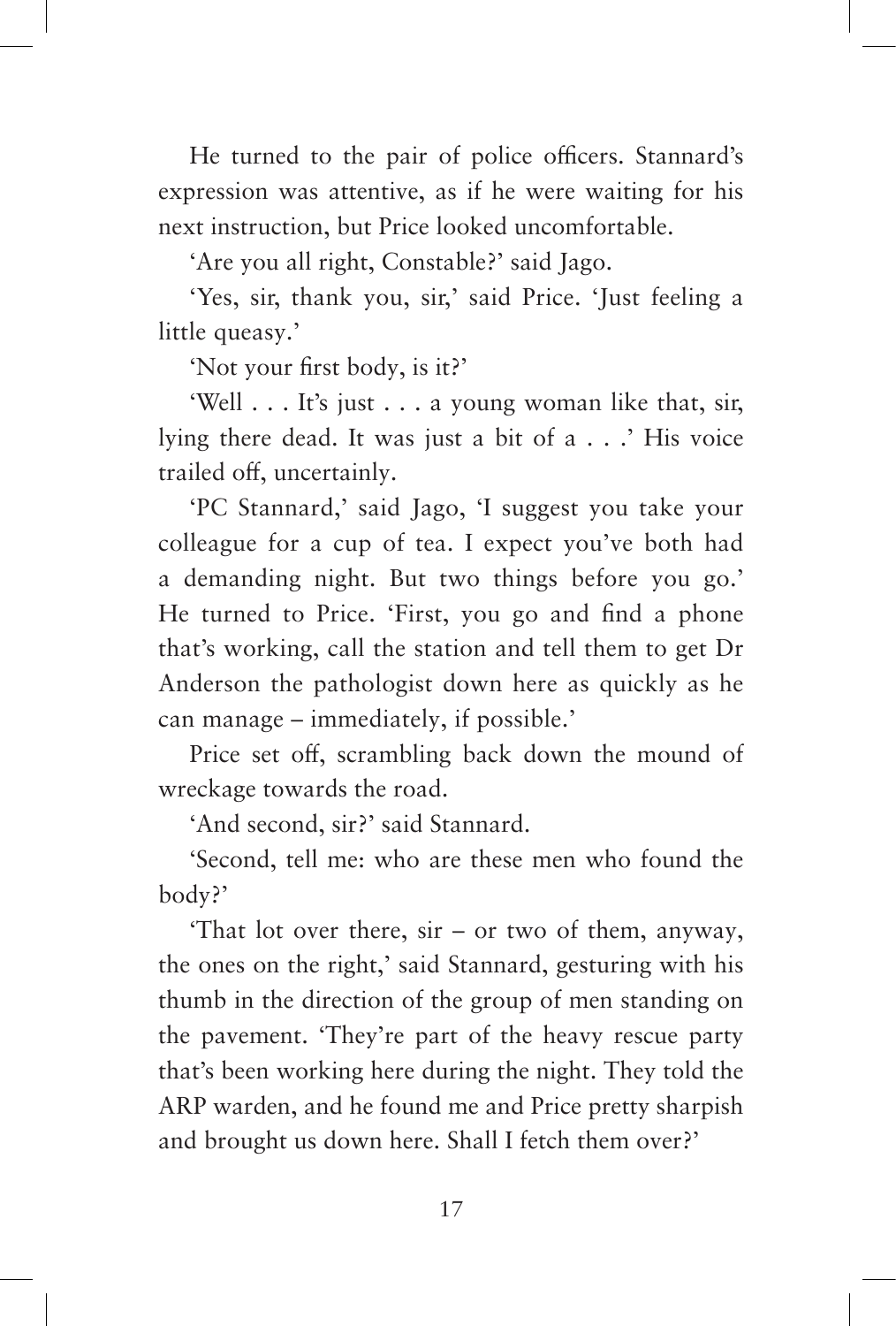He turned to the pair of police officers. Stannard's expression was attentive, as if he were waiting for his next instruction, but Price looked uncomfortable.

'Are you all right, Constable?' said Jago.

'Yes, sir, thank you, sir,' said Price. 'Just feeling a little queasy.'

'Not your first body, is it?'

'Well . . . It's just . . . a young woman like that, sir, lying there dead. It was just a bit of a . . .' His voice trailed off, uncertainly.

'PC Stannard,' said Jago, 'I suggest you take your colleague for a cup of tea. I expect you've both had a demanding night. But two things before you go.' He turned to Price. 'First, you go and find a phone that's working, call the station and tell them to get Dr Anderson the pathologist down here as quickly as he can manage – immediately, if possible.'

Price set off, scrambling back down the mound of wreckage towards the road.

'And second, sir?' said Stannard.

'Second, tell me: who are these men who found the body?'

'That lot over there, sir – or two of them, anyway, the ones on the right,' said Stannard, gesturing with his thumb in the direction of the group of men standing on the pavement. 'They're part of the heavy rescue party that's been working here during the night. They told the ARP warden, and he found me and Price pretty sharpish and brought us down here. Shall I fetch them over?'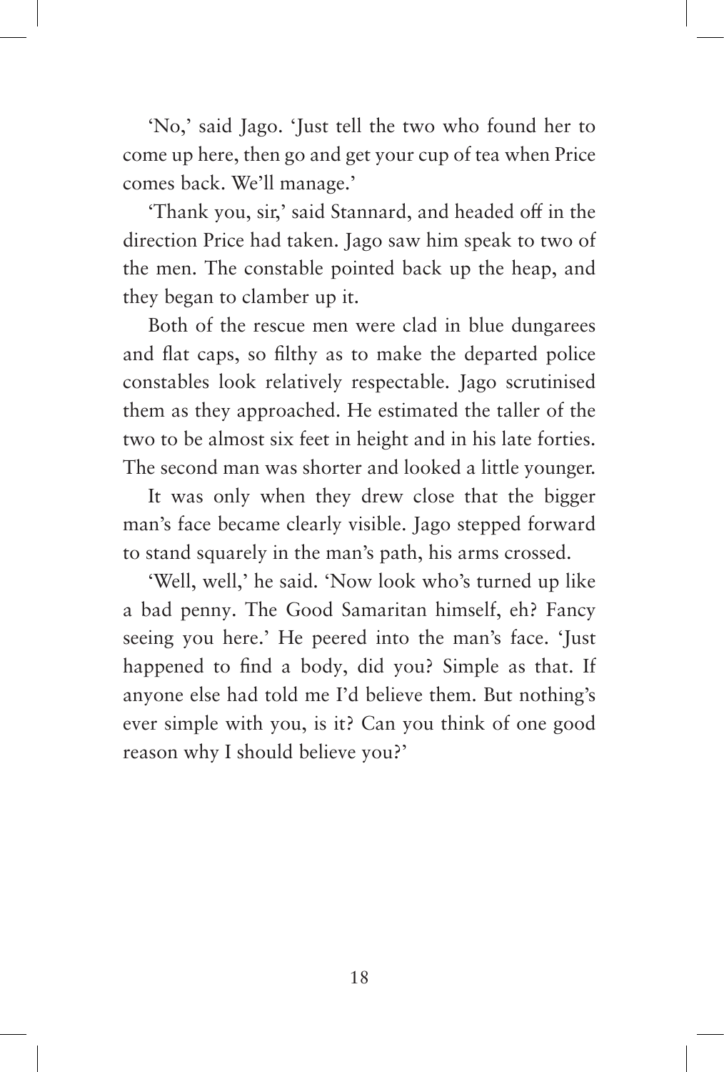'No,' said Jago. 'Just tell the two who found her to come up here, then go and get your cup of tea when Price comes back. We'll manage.'

'Thank you, sir,' said Stannard, and headed off in the direction Price had taken. Jago saw him speak to two of the men. The constable pointed back up the heap, and they began to clamber up it.

Both of the rescue men were clad in blue dungarees and flat caps, so filthy as to make the departed police constables look relatively respectable. Jago scrutinised them as they approached. He estimated the taller of the two to be almost six feet in height and in his late forties. The second man was shorter and looked a little younger.

It was only when they drew close that the bigger man's face became clearly visible. Jago stepped forward to stand squarely in the man's path, his arms crossed.

'Well, well,' he said. 'Now look who's turned up like a bad penny. The Good Samaritan himself, eh? Fancy seeing you here.' He peered into the man's face. 'Just happened to find a body, did you? Simple as that. If anyone else had told me I'd believe them. But nothing's ever simple with you, is it? Can you think of one good reason why I should believe you?'